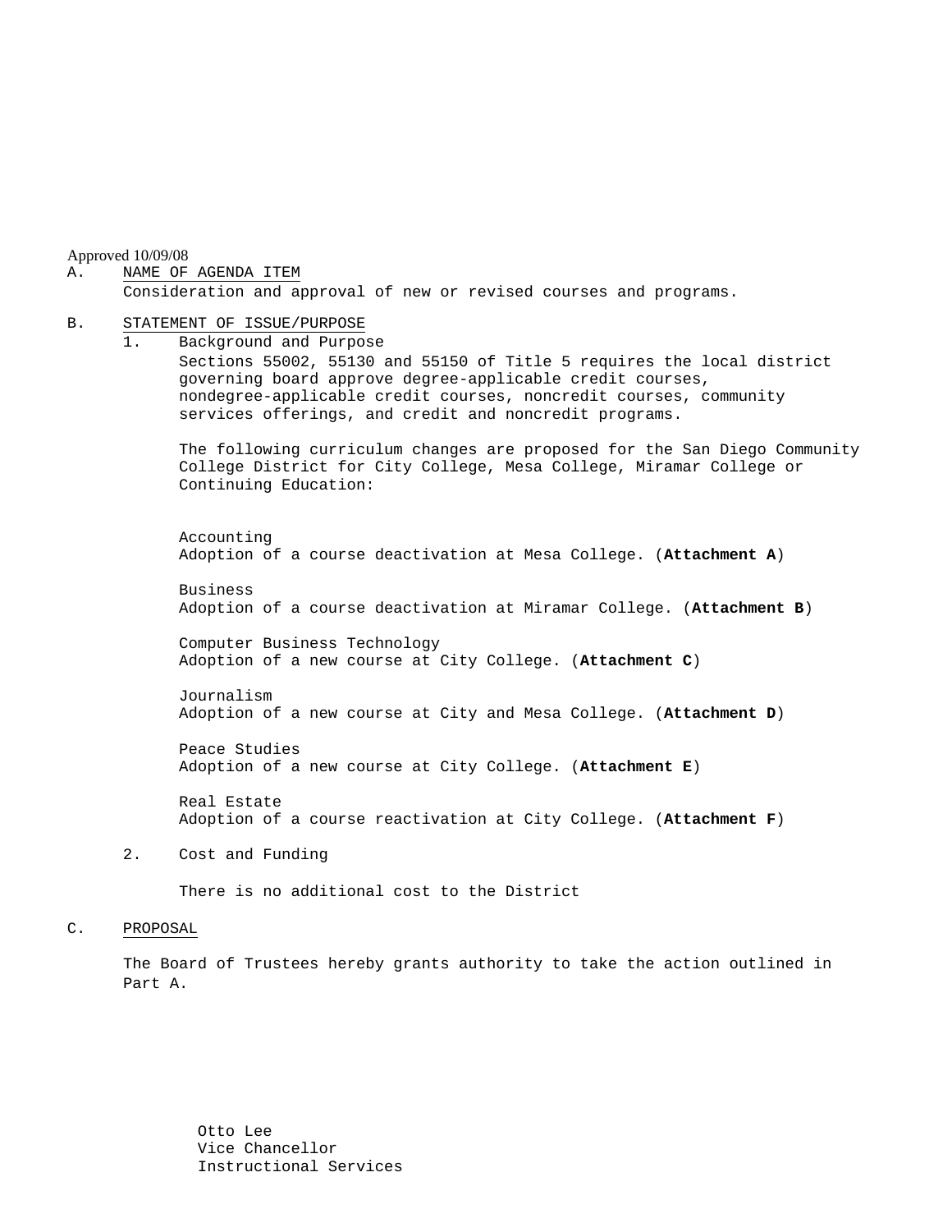Approved 10/09/08

A. NAME OF AGENDA ITEM

Consideration and approval of new or revised courses and programs.

B. STATEMENT OF ISSUE/PURPOSE

1. Background and Purpose

   Sections 55002, 55130 and 55150 of Title 5 requires the local district governing board approve degree-applicable credit courses, nondegree-applicable credit courses, noncredit courses, community services offerings, and credit and noncredit programs.

   The following curriculum changes are proposed for the San Diego Community College District for City College, Mesa College, Miramar College or Continuing Education:

   Accounting
   Adoption of a course deactivation at Mesa College. (**Attachment A**)

   Business
   Adoption of a course deactivation at Miramar College. (**Attachment B**)

   Computer Business Technology
   Adoption of a new course at City College. (**Attachment C**)

   Journalism
   Adoption of a new course at City and Mesa College. (**Attachment D**)

   Peace Studies
   Adoption of a new course at City College. (**Attachment E**)

   Real Estate
   Adoption of a course reactivation at City College. (**Attachment F**)

2. Cost and Funding

   There is no additional cost to the District

C. PROPOSAL

The Board of Trustees hereby grants authority to take the action outlined in Part A.

Otto Lee
Vice Chancellor
Instructional Services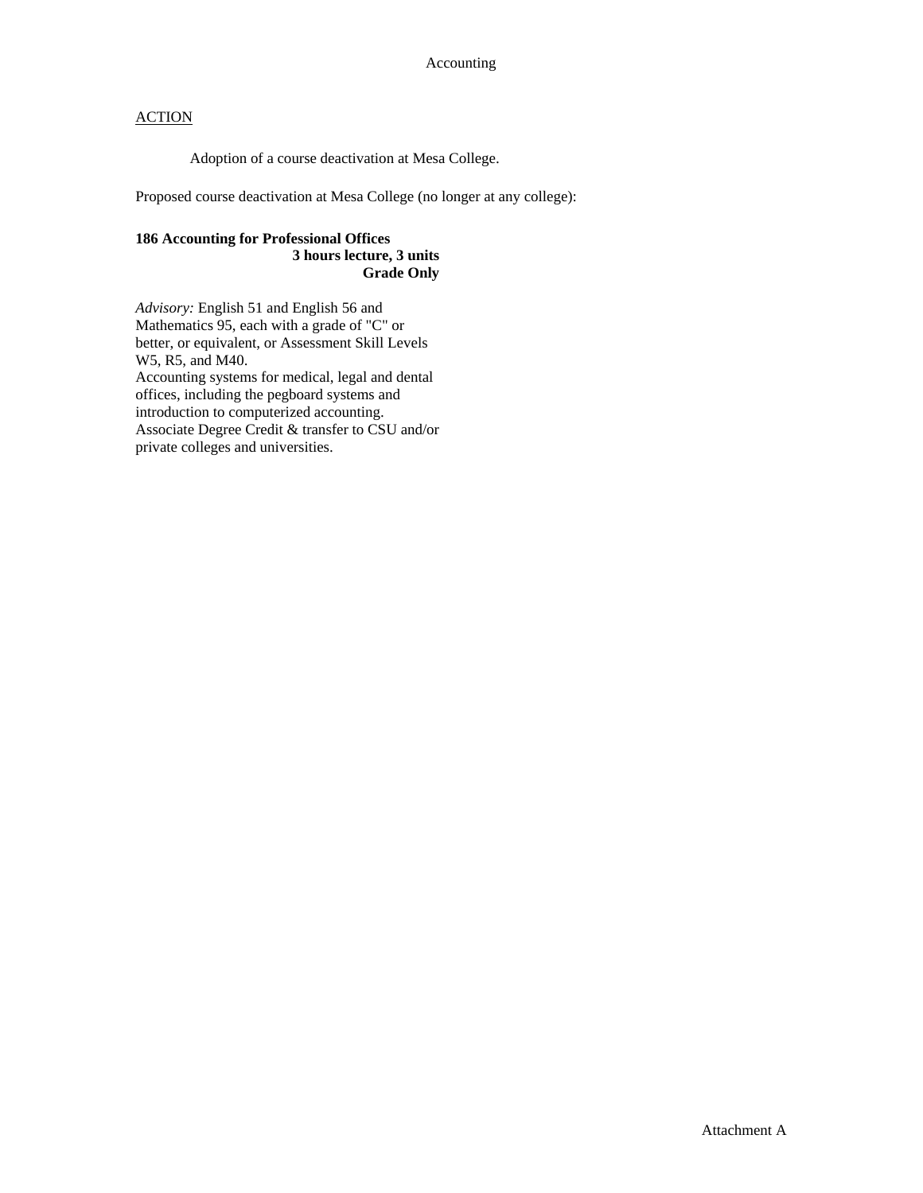Accounting

ACTION

Adoption of a course deactivation at Mesa College.

Proposed course deactivation at Mesa College (no longer at any college):

**186 Accounting for Professional Offices**
**3 hours lecture, 3 units**
**Grade Only**

*Advisory:* English 51 and English 56 and Mathematics 95, each with a grade of "C" or better, or equivalent, or Assessment Skill Levels W5, R5, and M40.
Accounting systems for medical, legal and dental offices, including the pegboard systems and introduction to computerized accounting. Associate Degree Credit & transfer to CSU and/or private colleges and universities.

Attachment A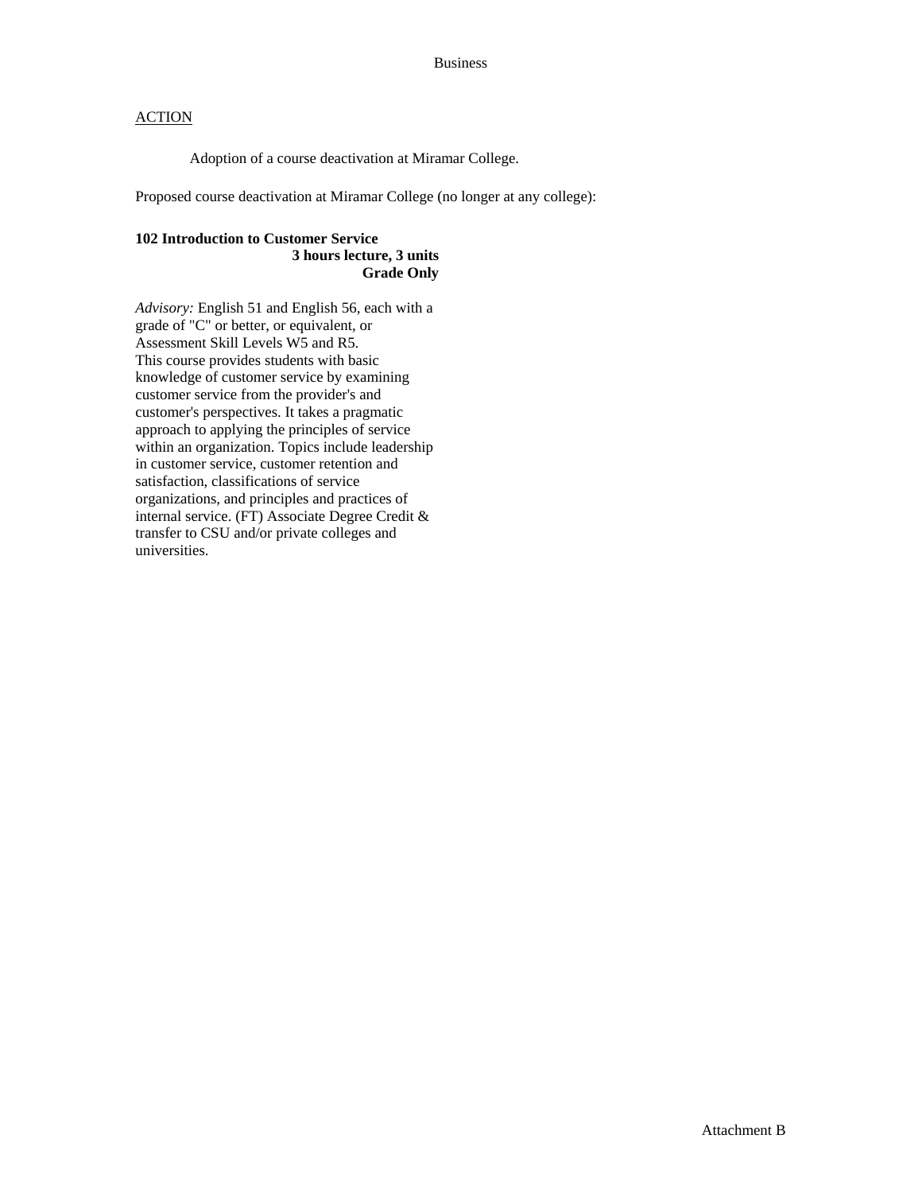Business

ACTION

Adoption of a course deactivation at Miramar College.

Proposed course deactivation at Miramar College (no longer at any college):

**102 Introduction to Customer Service**
**3 hours lecture, 3 units**
**Grade Only**

*Advisory:* English 51 and English 56, each with a grade of "C" or better, or equivalent, or Assessment Skill Levels W5 and R5.
This course provides students with basic knowledge of customer service by examining customer service from the provider's and customer's perspectives. It takes a pragmatic approach to applying the principles of service within an organization. Topics include leadership in customer service, customer retention and satisfaction, classifications of service organizations, and principles and practices of internal service. (FT) Associate Degree Credit & transfer to CSU and/or private colleges and universities.

Attachment B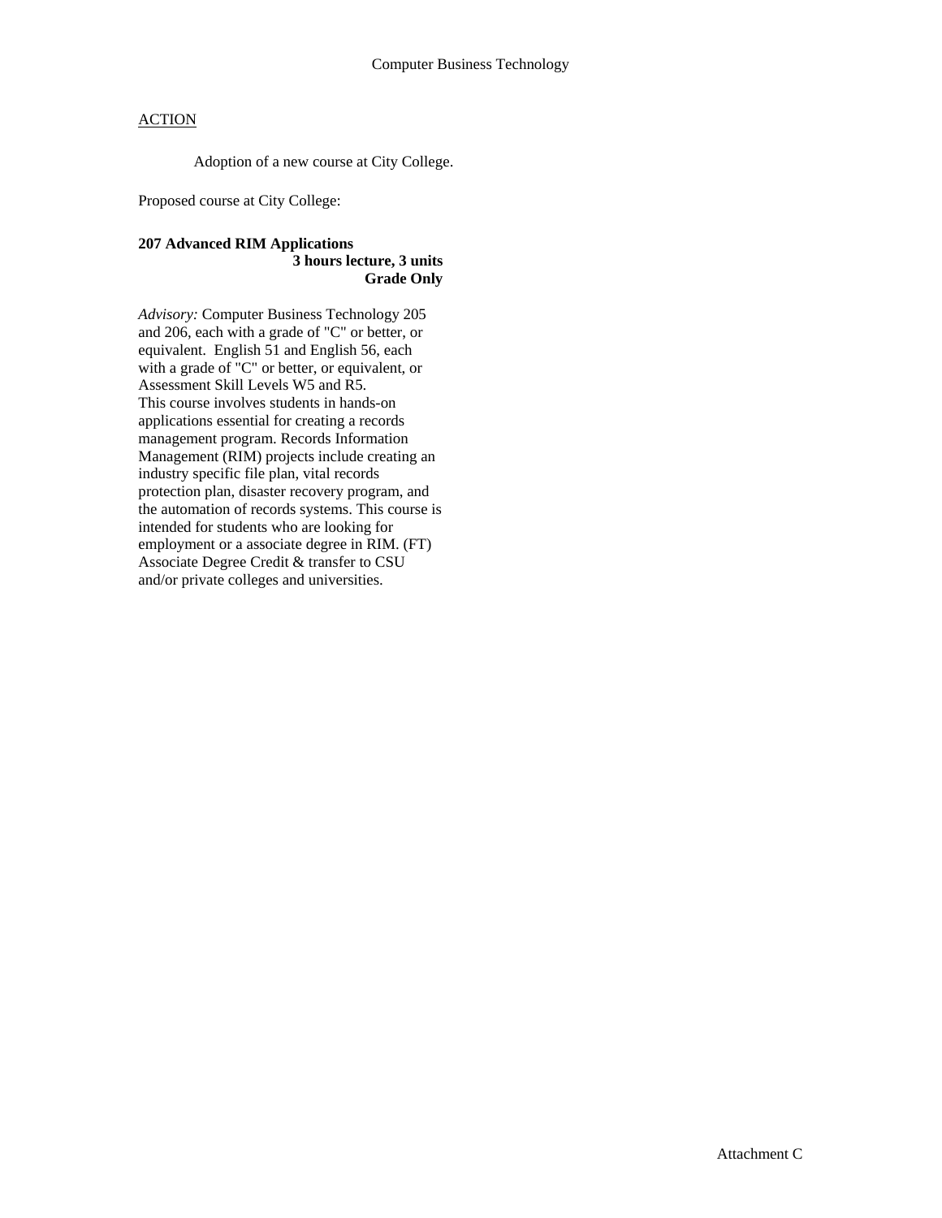Computer Business Technology

<u>ACTION</u>

Adoption of a new course at City College.

Proposed course at City College:

**207 Advanced RIM Applications**
**3 hours lecture, 3 units**
**Grade Only**

*Advisory:* Computer Business Technology 205 and 206, each with a grade of "C" or better, or equivalent. English 51 and English 56, each with a grade of "C" or better, or equivalent, or Assessment Skill Levels W5 and R5.
This course involves students in hands-on applications essential for creating a records management program. Records Information Management (RIM) projects include creating an industry specific file plan, vital records protection plan, disaster recovery program, and the automation of records systems. This course is intended for students who are looking for employment or a associate degree in RIM. (FT)
Associate Degree Credit & transfer to CSU and/or private colleges and universities.

Attachment C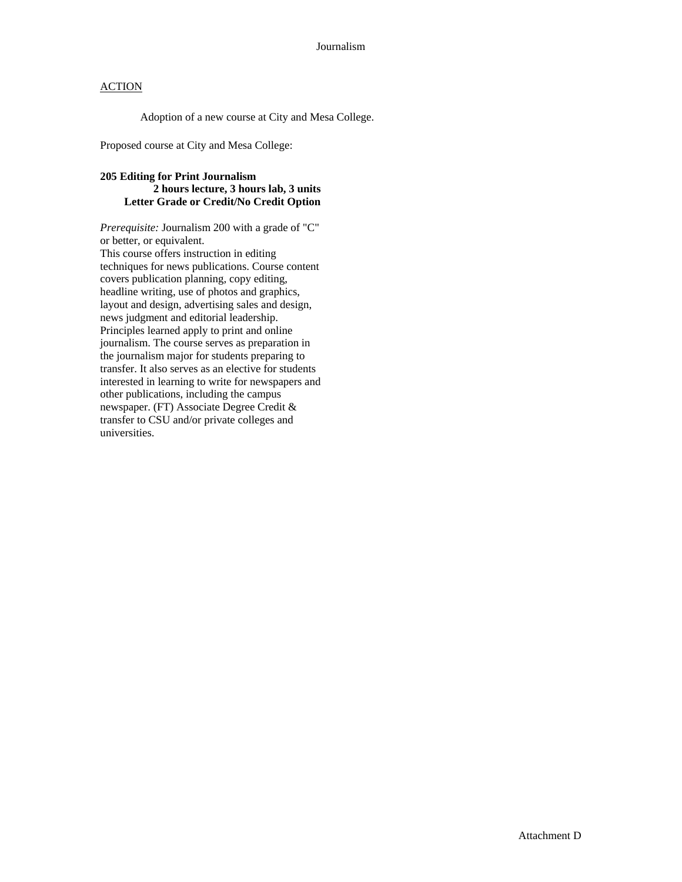Journalism

ACTION

Adoption of a new course at City and Mesa College.

Proposed course at City and Mesa College:

**205 Editing for Print Journalism**
**2 hours lecture, 3 hours lab, 3 units**
**Letter Grade or Credit/No Credit Option**

*Prerequisite:* Journalism 200 with a grade of "C" or better, or equivalent.
This course offers instruction in editing techniques for news publications. Course content covers publication planning, copy editing, headline writing, use of photos and graphics, layout and design, advertising sales and design, news judgment and editorial leadership. Principles learned apply to print and online journalism. The course serves as preparation in the journalism major for students preparing to transfer. It also serves as an elective for students interested in learning to write for newspapers and other publications, including the campus newspaper. (FT) Associate Degree Credit & transfer to CSU and/or private colleges and universities.

Attachment D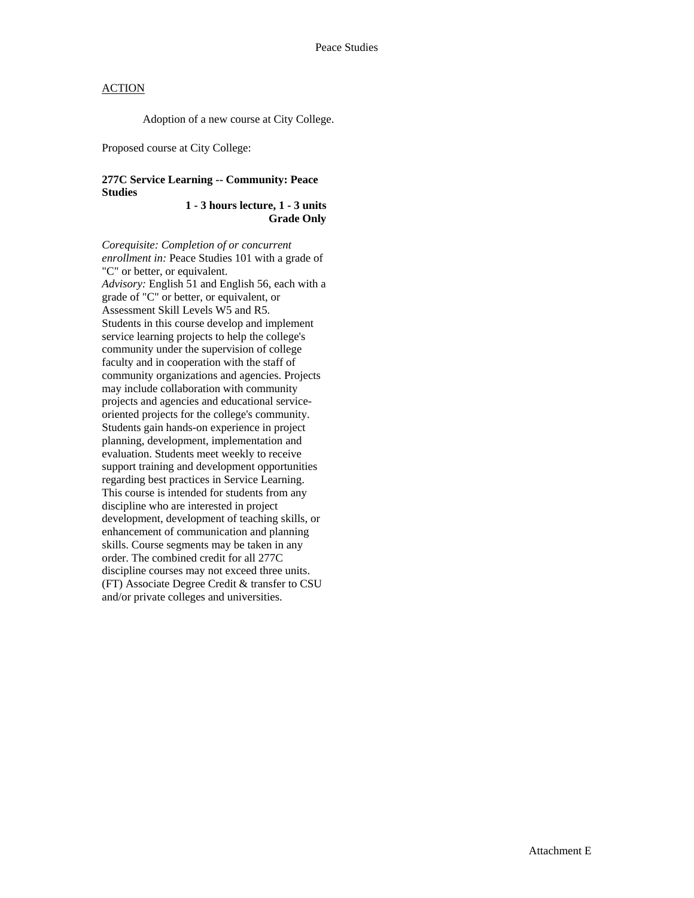Peace Studies

ACTION

Adoption of a new course at City College.

Proposed course at City College:

**277C Service Learning -- Community: Peace Studies**

**1 - 3 hours lecture, 1 - 3 units**
**Grade Only**

*Corequisite: Completion of or concurrent enrollment in:* Peace Studies 101 with a grade of "C" or better, or equivalent.
*Advisory:* English 51 and English 56, each with a grade of "C" or better, or equivalent, or Assessment Skill Levels W5 and R5.
Students in this course develop and implement service learning projects to help the college's community under the supervision of college faculty and in cooperation with the staff of community organizations and agencies. Projects may include collaboration with community projects and agencies and educational service-oriented projects for the college's community. Students gain hands-on experience in project planning, development, implementation and evaluation. Students meet weekly to receive support training and development opportunities regarding best practices in Service Learning. This course is intended for students from any discipline who are interested in project development, development of teaching skills, or enhancement of communication and planning skills. Course segments may be taken in any order. The combined credit for all 277C discipline courses may not exceed three units. (FT) Associate Degree Credit & transfer to CSU and/or private colleges and universities.

Attachment E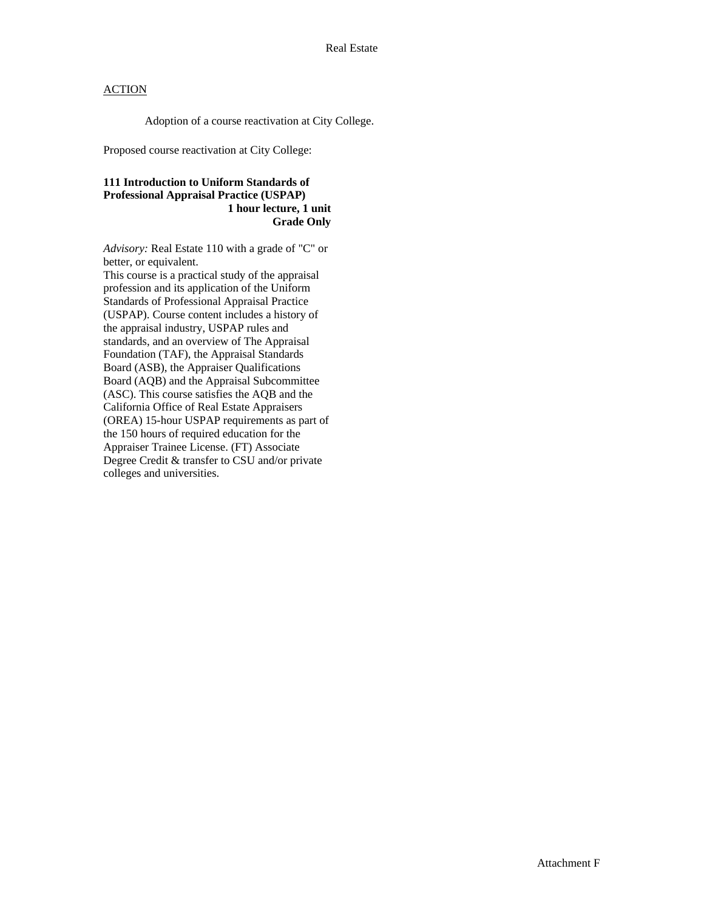Real Estate

ACTION

Adoption of a course reactivation at City College.

Proposed course reactivation at City College:

**111 Introduction to Uniform Standards of Professional Appraisal Practice (USPAP)**
**1 hour lecture, 1 unit**
**Grade Only**

*Advisory:* Real Estate 110 with a grade of "C" or better, or equivalent.
This course is a practical study of the appraisal profession and its application of the Uniform Standards of Professional Appraisal Practice (USPAP). Course content includes a history of the appraisal industry, USPAP rules and standards, and an overview of The Appraisal Foundation (TAF), the Appraisal Standards Board (ASB), the Appraiser Qualifications Board (AQB) and the Appraisal Subcommittee (ASC). This course satisfies the AQB and the California Office of Real Estate Appraisers (OREA) 15-hour USPAP requirements as part of the 150 hours of required education for the Appraiser Trainee License. (FT) Associate Degree Credit & transfer to CSU and/or private colleges and universities.

Attachment F